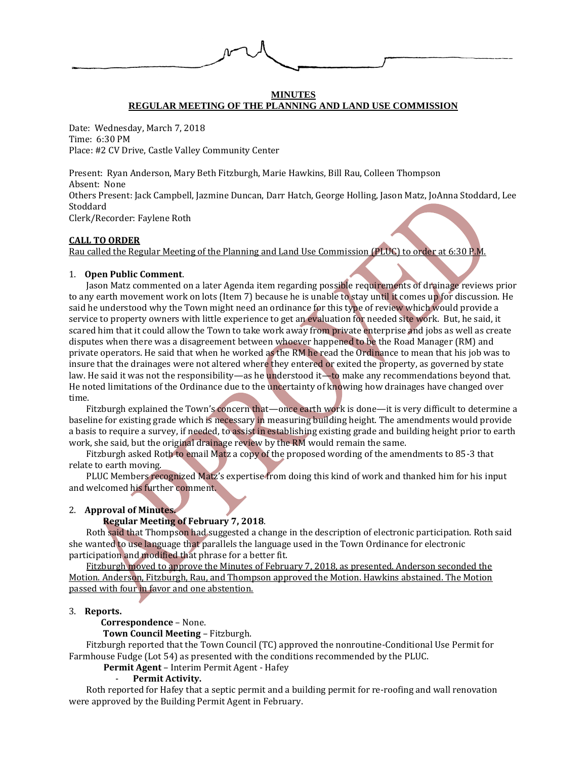**MINUTES**

**REGULAR MEETING OF THE PLANNING AND LAND USE COMMISSION**

Date: Wednesday, March 7, 2018
Time: 6:30 PM
Place: #2 CV Drive, Castle Valley Community Center

Present: Ryan Anderson, Mary Beth Fitzburgh, Marie Hawkins, Bill Rau, Colleen Thompson
Absent: None
Others Present: Jack Campbell, Jazmine Duncan, Darr Hatch, George Holling, Jason Matz, JoAnna Stoddard, Lee Stoddard
Clerk/Recorder: Faylene Roth

**CALL TO ORDER**

Rau called the Regular Meeting of the Planning and Land Use Commission (PLUC) to order at 6:30 P.M.

1. **Open Public Comment**.

Jason Matz commented on a later Agenda item regarding possible requirements of drainage reviews prior to any earth movement work on lots (Item 7) because he is unable to stay until it comes up for discussion. He said he understood why the Town might need an ordinance for this type of review which would provide a service to property owners with little experience to get an evaluation for needed site work. But, he said, it scared him that it could allow the Town to take work away from private enterprise and jobs as well as create disputes when there was a disagreement between whoever happened to be the Road Manager (RM) and private operators. He said that when he worked as the RM he read the Ordinance to mean that his job was to insure that the drainages were not altered where they entered or exited the property, as governed by state law. He said it was not the responsibility—as he understood it—to make any recommendations beyond that. He noted limitations of the Ordinance due to the uncertainty of knowing how drainages have changed over time.

Fitzburgh explained the Town's concern that—once earth work is done—it is very difficult to determine a baseline for existing grade which is necessary in measuring building height. The amendments would provide a basis to require a survey, if needed, to assist in establishing existing grade and building height prior to earth work, she said, but the original drainage review by the RM would remain the same.

Fitzburgh asked Roth to email Matz a copy of the proposed wording of the amendments to 85-3 that relate to earth moving.

PLUC Members recognized Matz's expertise from doing this kind of work and thanked him for his input and welcomed his further comment.

2. **Approval of Minutes.**

**Regular Meeting of February 7, 2018**.

Roth said that Thompson had suggested a change in the description of electronic participation. Roth said she wanted to use language that parallels the language used in the Town Ordinance for electronic participation and modified that phrase for a better fit.

Fitzburgh moved to approve the Minutes of February 7, 2018, as presented. Anderson seconded the Motion. Anderson, Fitzburgh, Rau, and Thompson approved the Motion. Hawkins abstained. The Motion passed with four in favor and one abstention.

3. **Reports.**

**Correspondence** – None.

**Town Council Meeting** – Fitzburgh.

Fitzburgh reported that the Town Council (TC) approved the nonroutine-Conditional Use Permit for Farmhouse Fudge (Lot 54) as presented with the conditions recommended by the PLUC.

**Permit Agent** – Interim Permit Agent - Hafey

- **Permit Activity.**

Roth reported for Hafey that a septic permit and a building permit for re-roofing and wall renovation were approved by the Building Permit Agent in February.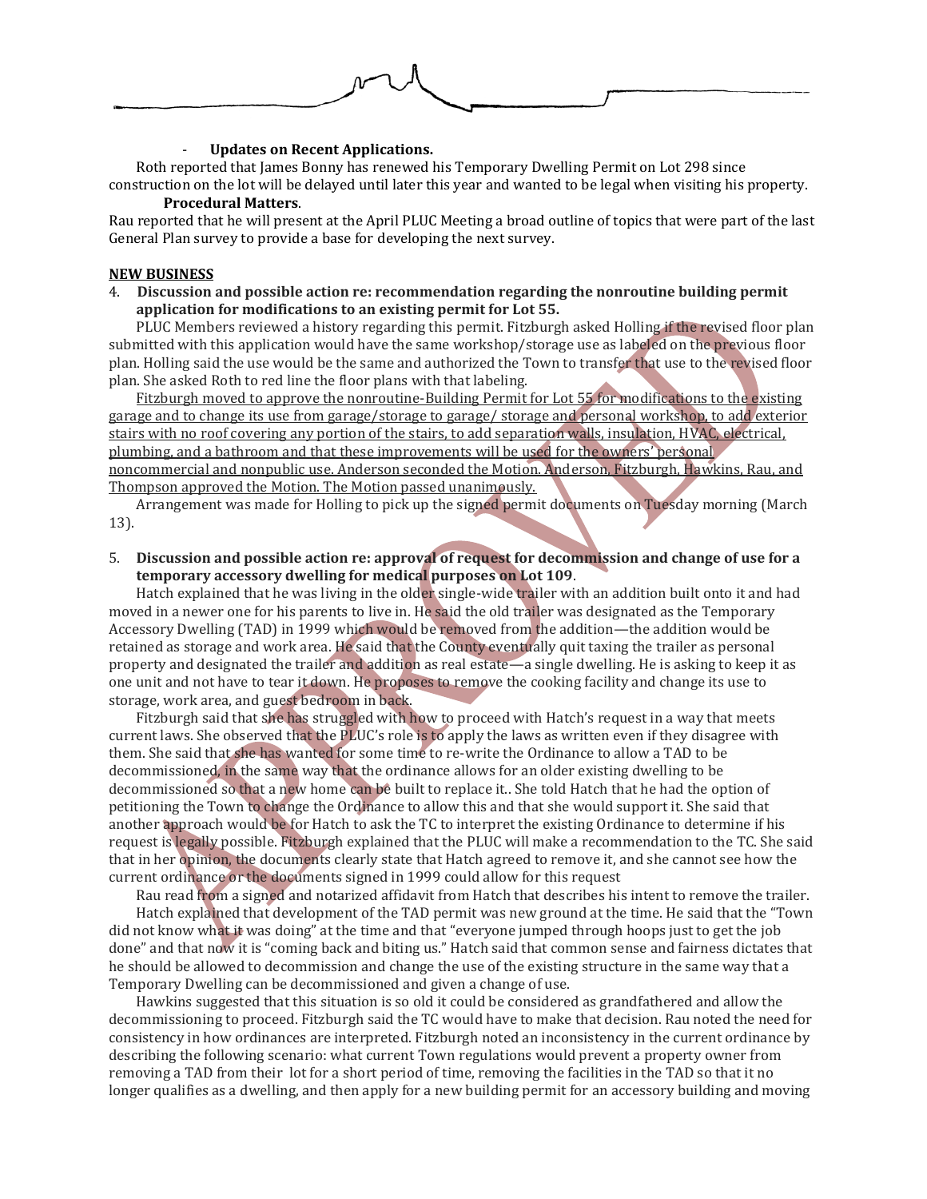- **Updates on Recent Applications.**

Roth reported that James Bonny has renewed his Temporary Dwelling Permit on Lot 298 since construction on the lot will be delayed until later this year and wanted to be legal when visiting his property.

**Procedural Matters**.

Rau reported that he will present at the April PLUC Meeting a broad outline of topics that were part of the last General Plan survey to provide a base for developing the next survey.

**NEW BUSINESS**

4. **Discussion and possible action re: recommendation regarding the nonroutine building permit application for modifications to an existing permit for Lot 55.**

PLUC Members reviewed a history regarding this permit. Fitzburgh asked Holling if the revised floor plan submitted with this application would have the same workshop/storage use as labeled on the previous floor plan. Holling said the use would be the same and authorized the Town to transfer that use to the revised floor plan. She asked Roth to red line the floor plans with that labeling.

Fitzburgh moved to approve the nonroutine-Building Permit for Lot 55 for modifications to the existing garage and to change its use from garage/storage to garage/ storage and personal workshop, to add exterior stairs with no roof covering any portion of the stairs, to add separation walls, insulation, HVAC, electrical, plumbing, and a bathroom and that these improvements will be used for the owners' personal noncommercial and nonpublic use. Anderson seconded the Motion. Anderson, Fitzburgh, Hawkins, Rau, and Thompson approved the Motion. The Motion passed unanimously.

Arrangement was made for Holling to pick up the signed permit documents on Tuesday morning (March 13).

5. **Discussion and possible action re: approval of request for decommission and change of use for a temporary accessory dwelling for medical purposes on Lot 109**.

Hatch explained that he was living in the older single-wide trailer with an addition built onto it and had moved in a newer one for his parents to live in. He said the old trailer was designated as the Temporary Accessory Dwelling (TAD) in 1999 which would be removed from the addition—the addition would be retained as storage and work area. He said that the County eventually quit taxing the trailer as personal property and designated the trailer and addition as real estate—a single dwelling. He is asking to keep it as one unit and not have to tear it down. He proposes to remove the cooking facility and change its use to storage, work area, and guest bedroom in back.

Fitzburgh said that she has struggled with how to proceed with Hatch's request in a way that meets current laws. She observed that the PLUC's role is to apply the laws as written even if they disagree with them. She said that she has wanted for some time to re-write the Ordinance to allow a TAD to be decommissioned, in the same way that the ordinance allows for an older existing dwelling to be decommissioned so that a new home can be built to replace it.. She told Hatch that he had the option of petitioning the Town to change the Ordinance to allow this and that she would support it. She said that another approach would be for Hatch to ask the TC to interpret the existing Ordinance to determine if his request is legally possible. Fitzburgh explained that the PLUC will make a recommendation to the TC. She said that in her opinion, the documents clearly state that Hatch agreed to remove it, and she cannot see how the current ordinance or the documents signed in 1999 could allow for this request

Rau read from a signed and notarized affidavit from Hatch that describes his intent to remove the trailer.

Hatch explained that development of the TAD permit was new ground at the time. He said that the "Town did not know what it was doing" at the time and that "everyone jumped through hoops just to get the job done" and that now it is "coming back and biting us." Hatch said that common sense and fairness dictates that he should be allowed to decommission and change the use of the existing structure in the same way that a Temporary Dwelling can be decommissioned and given a change of use.

Hawkins suggested that this situation is so old it could be considered as grandfathered and allow the decommissioning to proceed. Fitzburgh said the TC would have to make that decision. Rau noted the need for consistency in how ordinances are interpreted. Fitzburgh noted an inconsistency in the current ordinance by describing the following scenario: what current Town regulations would prevent a property owner from removing a TAD from their lot for a short period of time, removing the facilities in the TAD so that it no longer qualifies as a dwelling, and then apply for a new building permit for an accessory building and moving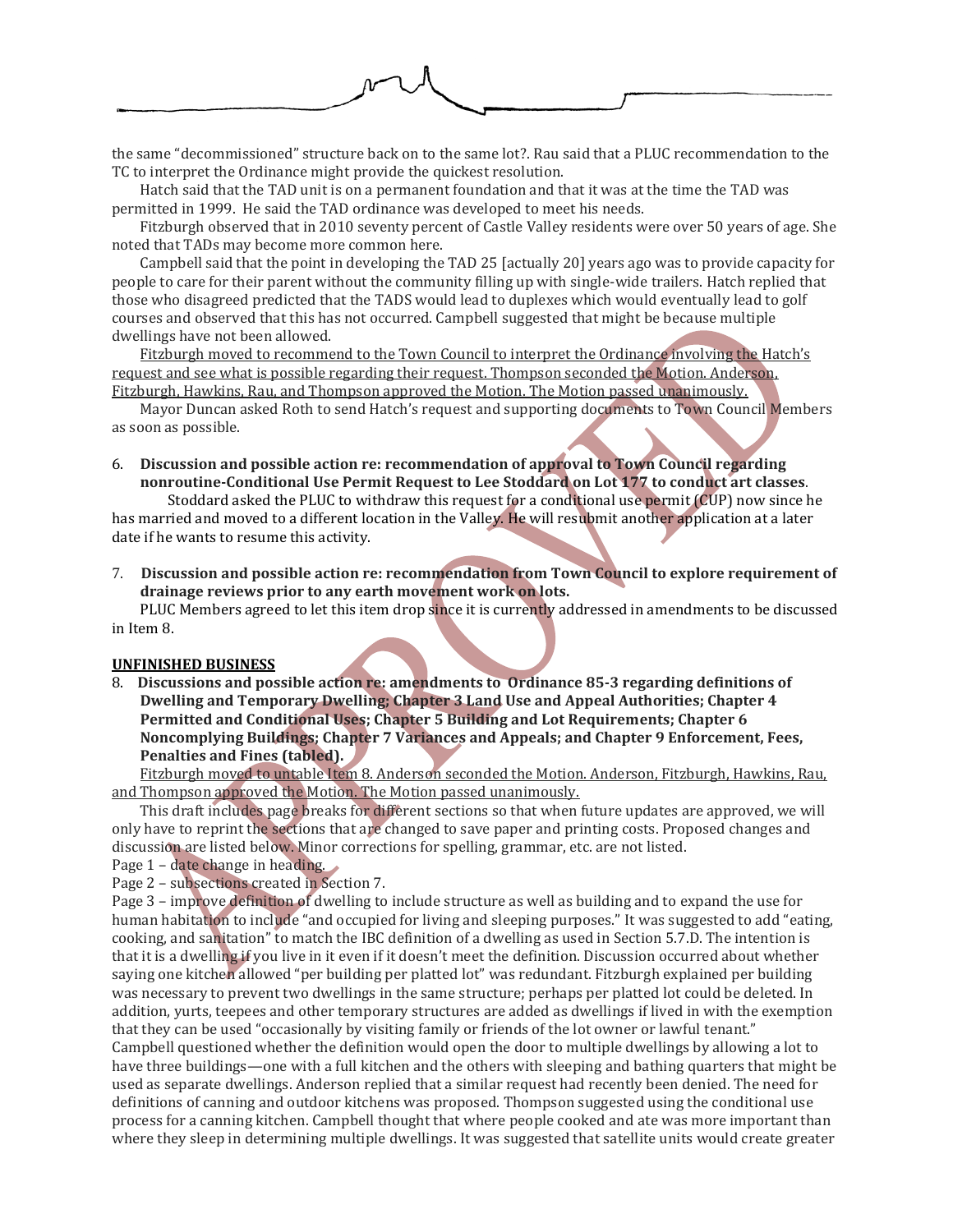the same "decommissioned" structure back on to the same lot?. Rau said that a PLUC recommendation to the TC to interpret the Ordinance might provide the quickest resolution.

Hatch said that the TAD unit is on a permanent foundation and that it was at the time the TAD was permitted in 1999. He said the TAD ordinance was developed to meet his needs.

Fitzburgh observed that in 2010 seventy percent of Castle Valley residents were over 50 years of age. She noted that TADs may become more common here.

Campbell said that the point in developing the TAD 25 [actually 20] years ago was to provide capacity for people to care for their parent without the community filling up with single-wide trailers. Hatch replied that those who disagreed predicted that the TADS would lead to duplexes which would eventually lead to golf courses and observed that this has not occurred. Campbell suggested that might be because multiple dwellings have not been allowed.

Fitzburgh moved to recommend to the Town Council to interpret the Ordinance involving the Hatch's request and see what is possible regarding their request. Thompson seconded the Motion. Anderson, Fitzburgh, Hawkins, Rau, and Thompson approved the Motion. The Motion passed unanimously.

Mayor Duncan asked Roth to send Hatch's request and supporting documents to Town Council Members as soon as possible.

6. **Discussion and possible action re: recommendation of approval to Town Council regarding nonroutine-Conditional Use Permit Request to Lee Stoddard on Lot 177 to conduct art classes**.

Stoddard asked the PLUC to withdraw this request for a conditional use permit (CUP) now since he has married and moved to a different location in the Valley. He will resubmit another application at a later date if he wants to resume this activity.

7. **Discussion and possible action re: recommendation from Town Council to explore requirement of drainage reviews prior to any earth movement work on lots.**

PLUC Members agreed to let this item drop since it is currently addressed in amendments to be discussed in Item 8.

**UNFINISHED BUSINESS**

8. **Discussions and possible action re: amendments to Ordinance 85-3 regarding definitions of Dwelling and Temporary Dwelling; Chapter 3 Land Use and Appeal Authorities; Chapter 4 Permitted and Conditional Uses; Chapter 5 Building and Lot Requirements; Chapter 6 Noncomplying Buildings; Chapter 7 Variances and Appeals; and Chapter 9 Enforcement, Fees, Penalties and Fines (tabled).**

Fitzburgh moved to untable Item 8. Anderson seconded the Motion. Anderson, Fitzburgh, Hawkins, Rau, and Thompson approved the Motion. The Motion passed unanimously.

This draft includes page breaks for different sections so that when future updates are approved, we will only have to reprint the sections that are changed to save paper and printing costs. Proposed changes and discussion are listed below. Minor corrections for spelling, grammar, etc. are not listed.

Page 1 – date change in heading.

Page 2 – subsections created in Section 7.

Page 3 – improve definition of dwelling to include structure as well as building and to expand the use for human habitation to include "and occupied for living and sleeping purposes." It was suggested to add "eating, cooking, and sanitation" to match the IBC definition of a dwelling as used in Section 5.7.D. The intention is that it is a dwelling if you live in it even if it doesn't meet the definition. Discussion occurred about whether saying one kitchen allowed "per building per platted lot" was redundant. Fitzburgh explained per building was necessary to prevent two dwellings in the same structure; perhaps per platted lot could be deleted. In addition, yurts, teepees and other temporary structures are added as dwellings if lived in with the exemption that they can be used "occasionally by visiting family or friends of the lot owner or lawful tenant." Campbell questioned whether the definition would open the door to multiple dwellings by allowing a lot to have three buildings—one with a full kitchen and the others with sleeping and bathing quarters that might be used as separate dwellings. Anderson replied that a similar request had recently been denied. The need for definitions of canning and outdoor kitchens was proposed. Thompson suggested using the conditional use process for a canning kitchen. Campbell thought that where people cooked and ate was more important than where they sleep in determining multiple dwellings. It was suggested that satellite units would create greater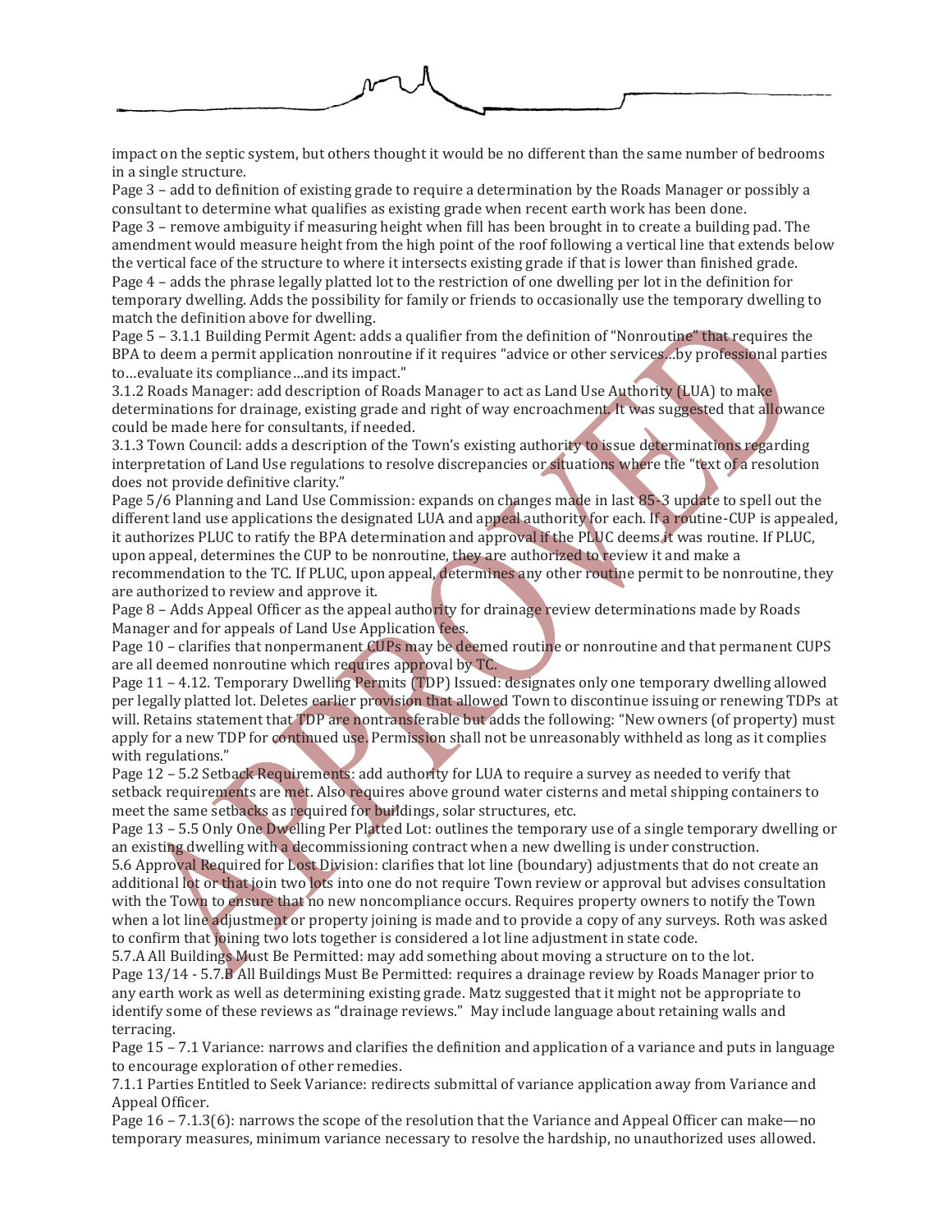impact on the septic system, but others thought it would be no different than the same number of bedrooms in a single structure.

Page 3 – add to definition of existing grade to require a determination by the Roads Manager or possibly a consultant to determine what qualifies as existing grade when recent earth work has been done.

Page 3 – remove ambiguity if measuring height when fill has been brought in to create a building pad. The amendment would measure height from the high point of the roof following a vertical line that extends below the vertical face of the structure to where it intersects existing grade if that is lower than finished grade.

Page 4 – adds the phrase legally platted lot to the restriction of one dwelling per lot in the definition for temporary dwelling. Adds the possibility for family or friends to occasionally use the temporary dwelling to match the definition above for dwelling.

Page 5 – 3.1.1 Building Permit Agent: adds a qualifier from the definition of "Nonroutine" that requires the BPA to deem a permit application nonroutine if it requires "advice or other services…by professional parties to…evaluate its compliance…and its impact."

3.1.2 Roads Manager: add description of Roads Manager to act as Land Use Authority (LUA) to make determinations for drainage, existing grade and right of way encroachment. It was suggested that allowance could be made here for consultants, if needed.

3.1.3 Town Council: adds a description of the Town's existing authority to issue determinations regarding interpretation of Land Use regulations to resolve discrepancies or situations where the "text of a resolution does not provide definitive clarity."

Page 5/6 Planning and Land Use Commission: expands on changes made in last 85-3 update to spell out the different land use applications the designated LUA and appeal authority for each. If a routine-CUP is appealed, it authorizes PLUC to ratify the BPA determination and approval if the PLUC deems it was routine. If PLUC, upon appeal, determines the CUP to be nonroutine, they are authorized to review it and make a recommendation to the TC. If PLUC, upon appeal, determines any other routine permit to be nonroutine, they are authorized to review and approve it.

Page 8 – Adds Appeal Officer as the appeal authority for drainage review determinations made by Roads Manager and for appeals of Land Use Application fees.

Page 10 – clarifies that nonpermanent CUPs may be deemed routine or nonroutine and that permanent CUPS are all deemed nonroutine which requires approval by TC.

Page 11 – 4.12. Temporary Dwelling Permits (TDP) Issued: designates only one temporary dwelling allowed per legally platted lot. Deletes earlier provision that allowed Town to discontinue issuing or renewing TDPs at will. Retains statement that TDP are nontransferable but adds the following: "New owners (of property) must apply for a new TDP for continued use. Permission shall not be unreasonably withheld as long as it complies with regulations."

Page 12 – 5.2 Setback Requirements: add authority for LUA to require a survey as needed to verify that setback requirements are met. Also requires above ground water cisterns and metal shipping containers to meet the same setbacks as required for buildings, solar structures, etc.

Page 13 – 5.5 Only One Dwelling Per Platted Lot: outlines the temporary use of a single temporary dwelling or an existing dwelling with a decommissioning contract when a new dwelling is under construction.

5.6 Approval Required for Lost Division: clarifies that lot line (boundary) adjustments that do not create an additional lot or that join two lots into one do not require Town review or approval but advises consultation with the Town to ensure that no new noncompliance occurs. Requires property owners to notify the Town when a lot line adjustment or property joining is made and to provide a copy of any surveys. Roth was asked to confirm that joining two lots together is considered a lot line adjustment in state code.

5.7.A All Buildings Must Be Permitted: may add something about moving a structure on to the lot.

Page 13/14 - 5.7.B All Buildings Must Be Permitted: requires a drainage review by Roads Manager prior to any earth work as well as determining existing grade. Matz suggested that it might not be appropriate to identify some of these reviews as "drainage reviews." May include language about retaining walls and terracing.

Page 15 – 7.1 Variance: narrows and clarifies the definition and application of a variance and puts in language to encourage exploration of other remedies.

7.1.1 Parties Entitled to Seek Variance: redirects submittal of variance application away from Variance and Appeal Officer.

Page 16 – 7.1.3(6): narrows the scope of the resolution that the Variance and Appeal Officer can make—no temporary measures, minimum variance necessary to resolve the hardship, no unauthorized uses allowed.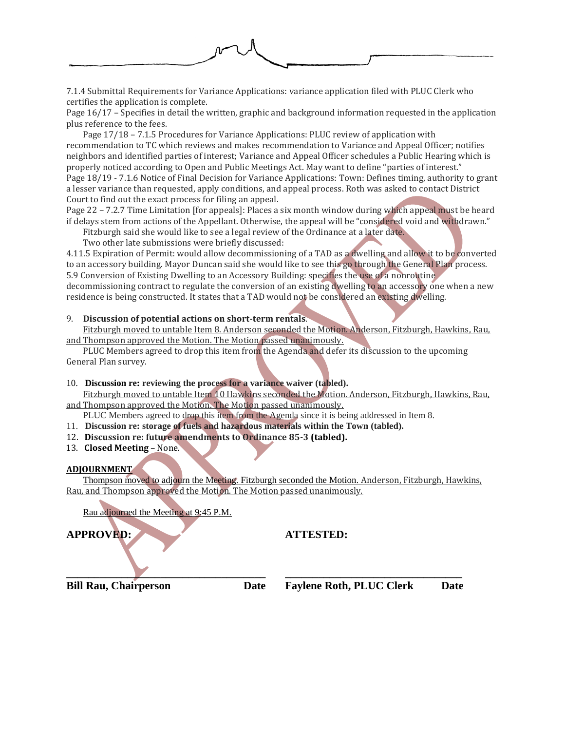7.1.4 Submittal Requirements for Variance Applications: variance application filed with PLUC Clerk who certifies the application is complete.

Page 16/17 – Specifies in detail the written, graphic and background information requested in the application plus reference to the fees.

Page 17/18 – 7.1.5 Procedures for Variance Applications: PLUC review of application with recommendation to TC which reviews and makes recommendation to Variance and Appeal Officer; notifies neighbors and identified parties of interest; Variance and Appeal Officer schedules a Public Hearing which is properly noticed according to Open and Public Meetings Act. May want to define "parties of interest."

Page 18/19 - 7.1.6 Notice of Final Decision for Variance Applications: Town: Defines timing, authority to grant a lesser variance than requested, apply conditions, and appeal process. Roth was asked to contact District Court to find out the exact process for filing an appeal.

Page 22 – 7.2.7 Time Limitation [for appeals]: Places a six month window during which appeal must be heard if delays stem from actions of the Appellant. Otherwise, the appeal will be "considered void and withdrawn."

Fitzburgh said she would like to see a legal review of the Ordinance at a later date.

Two other late submissions were briefly discussed:

4.11.5 Expiration of Permit: would allow decommissioning of a TAD as a dwelling and allow it to be converted to an accessory building. Mayor Duncan said she would like to see this go through the General Plan process.

5.9 Conversion of Existing Dwelling to an Accessory Building: specifies the use of a nonroutine decommissioning contract to regulate the conversion of an existing dwelling to an accessory one when a new residence is being constructed. It states that a TAD would not be considered an existing dwelling.

9. **Discussion of potential actions on short-term rentals**.

Fitzburgh moved to untable Item 8. Anderson seconded the Motion. Anderson, Fitzburgh, Hawkins, Rau, and Thompson approved the Motion. The Motion passed unanimously.

PLUC Members agreed to drop this item from the Agenda and defer its discussion to the upcoming General Plan survey.

10. **Discussion re: reviewing the process for a variance waiver (tabled).**

Fitzburgh moved to untable Item 10 Hawkins seconded the Motion. Anderson, Fitzburgh, Hawkins, Rau, and Thompson approved the Motion. The Motion passed unanimously.

PLUC Members agreed to drop this item from the Agenda since it is being addressed in Item 8.

11. **Discussion re: storage of fuels and hazardous materials within the Town (tabled).**
12. **Discussion re: future amendments to Ordinance 85-3 (tabled).**
13. **Closed Meeting** – None.

**ADJOURNMENT**

Thompson moved to adjourn the Meeting. Fitzburgh seconded the Motion. Anderson, Fitzburgh, Hawkins, Rau, and Thompson approved the Motion. The Motion passed unanimously.

Rau adjourned the Meeting at 9:45 P.M.

**APPROVED:** **ATTESTED:**

______________________________ ______________________________

**Bill Rau, Chairperson Date** **Faylene Roth, PLUC Clerk Date**